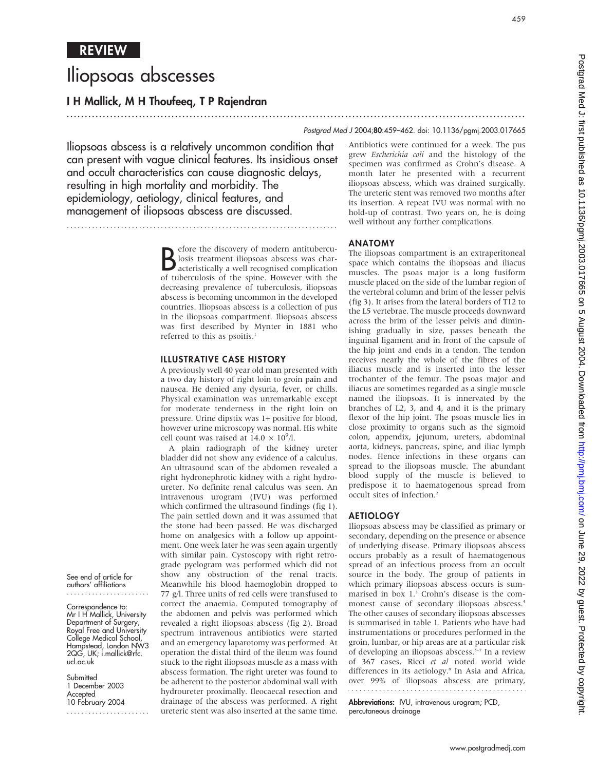## REVIEW

# Iliopsoas abscesses

### I H Mallick, M H Thoufeeq, T P Rajendran

Postgrad Med J 2004;**80**:459–462. doi: 10.1136/pgmj.2003.017665

**Iliopsoas abscess is a relatively uncommon condition that can present with vague clinical features. Its insidious onset and occult characteristics can cause diagnostic delays, resulting in high mortality and morbidity. The epidemiology, aetiology, clinical features, and management of iliopsoas abscess are discussed.**

See end of article for authors' affiliations

Correspondence to: Mr I H Mallick, University Department of Surgery, Royal Free and University College Medical School, Hampstead, London NW3 2QG, UK; i.mallick@rfc.ucl.ac.uk

Submitted 1 December 2003
Accepted 10 February 2004

Before the discovery of modern antituberculosis treatment iliopsoas abscess was characteristically a well recognised complication of tuberculosis of the spine. However with the decreasing prevalence of tuberculosis, iliopsoas abscess is becoming uncommon in the developed countries. Iliopsoas abscess is a collection of pus in the iliopsoas compartment. Iliopsoas abscess was first described by Mynter in 1881 who referred to this as psoitis.[1]

## ILLUSTRATIVE CASE HISTORY

A previously well 40 year old man presented with a two day history of right loin to groin pain and nausea. He denied any dysuria, fever, or chills. Physical examination was unremarkable except for moderate tenderness in the right loin on pressure. Urine dipstix was 1+ positive for blood, however urine microscopy was normal. His white cell count was raised at $14.0 \times 10^9$/l.

A plain radiograph of the kidney ureter bladder did not show any evidence of a calculus. An ultrasound scan of the abdomen revealed a right hydronephrotic kidney with a right hydroureter. No definite renal calculus was seen. An intravenous urogram (IVU) was performed which confirmed the ultrasound findings (fig 1). The pain settled down and it was assumed that the stone had been passed. He was discharged home on analgesics with a follow up appointment. One week later he was seen again urgently with similar pain. Cystoscopy with right retrograde pyelogram was performed which did not show any obstruction of the renal tracts. Meanwhile his blood haemoglobin dropped to 77 g/l. Three units of red cells were transfused to correct the anaemia. Computed tomography of the abdomen and pelvis was performed which revealed a right iliopsoas abscess (fig 2). Broad spectrum intravenous antibiotics were started and an emergency laparotomy was performed. At operation the distal third of the ileum was found stuck to the right iliopsoas muscle as a mass with abscess formation. The right ureter was found to be adherent to the posterior abdominal wall with hydroureter proximally. Ileocaecal resection and drainage of the abscess was performed. A right ureteric stent was also inserted at the same time. Antibiotics were continued for a week. The pus grew *Escherichia coli* and the histology of the specimen was confirmed as Crohn's disease. A month later he presented with a recurrent iliopsoas abscess, which was drained surgically. The ureteric stent was removed two months after its insertion. A repeat IVU was normal with no hold-up of contrast. Two years on, he is doing well without any further complications.

## ANATOMY

The iliopsoas compartment is an extraperitoneal space which contains the iliopsoas and iliacus muscles. The psoas major is a long fusiform muscle placed on the side of the lumbar region of the vertebral column and brim of the lesser pelvis (fig 3). It arises from the lateral borders of T12 to the L5 vertebrae. The muscle proceeds downward across the brim of the lesser pelvis and diminishing gradually in size, passes beneath the inguinal ligament and in front of the capsule of the hip joint and ends in a tendon. The tendon receives nearly the whole of the fibres of the iliacus muscle and is inserted into the lesser trochanter of the femur. The psoas major and iliacus are sometimes regarded as a single muscle named the iliopsoas. It is innervated by the branches of L2, 3, and 4, and it is the primary flexor of the hip joint. The psoas muscle lies in close proximity to organs such as the sigmoid colon, appendix, jejunum, ureters, abdominal aorta, kidneys, pancreas, spine, and iliac lymph nodes. Hence infections in these organs can spread to the iliopsoas muscle. The abundant blood supply of the muscle is believed to predispose it to haematogenous spread from occult sites of infection.[2]

## AETIOLOGY

Iliopsoas abscess may be classified as primary or secondary, depending on the presence or absence of underlying disease. Primary iliopsoas abscess occurs probably as a result of haematogenous spread of an infectious process from an occult source in the body. The group of patients in which primary iliopsoas abscess occurs is summarised in box 1.[3] Crohn's disease is the commonest cause of secondary iliopsoas abscess.[4] The other causes of secondary iliopsoas abscesses is summarised in table 1. Patients who have had instrumentations or procedures performed in the groin, lumbar, or hip areas are at a particular risk of developing an iliopsoas abscess.[5–7] In a review of 367 cases, Ricci *et al* noted world wide differences in its aetiology.[8] In Asia and Africa, over 99% of iliopsoas abscess are primary,

**Abbreviations:** IVU, intravenous urogram; PCD, percutaneous drainage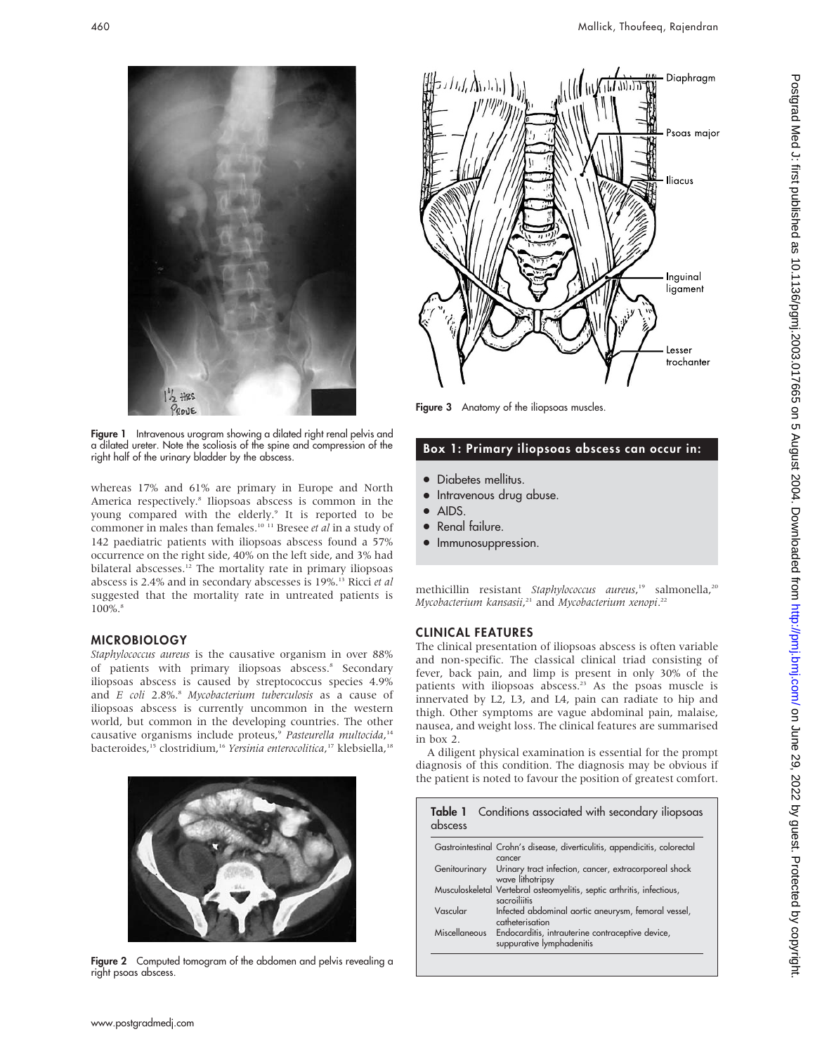Figure 1 Intravenous urogram showing a dilated right renal pelvis and a dilated ureter. Note the scoliosis of the spine and compression of the right half of the urinary bladder by the abscess.

whereas 17% and 61% are primary in Europe and North America respectively.[8] Iliopsoas abscess is common in the young compared with the elderly.[9] It is reported to be commoner in males than females.[10 11] Bresee *et al* in a study of 142 paediatric patients with iliopsoas abscess found a 57% occurrence on the right side, 40% on the left side, and 3% had bilateral abscesses.[12] The mortality rate in primary iliopsoas abscess is 2.4% and in secondary abscesses is 19%.[13] Ricci *et al* suggested that the mortality rate in untreated patients is 100%.[8]

## MICROBIOLOGY

*Staphylococcus aureus* is the causative organism in over 88% of patients with primary iliopsoas abscess.[8] Secondary iliopsoas abscess is caused by streptococcus species 4.9% and *E coli* 2.8%.[8] *Mycobacterium tuberculosis* as a cause of iliopsoas abscess is currently uncommon in the western world, but common in the developing countries. The other causative organisms include proteus,[9] *Pasteurella multocida*,[14] bacteroides,[15] clostridium,[16] *Yersinia enterocolitica*,[17] klebsiella,[18] methicillin resistant *Staphylococcus aureus*,[19] salmonella,[20] *Mycobacterium kansasii*,[21] and *Mycobacterium xenopi*.[22]

Figure 2 Computed tomogram of the abdomen and pelvis revealing a right psoas abscess.

Diaphragm

Psoas major

Iliacus

Inguinal ligament

Lesser trochanter

Figure 3 Anatomy of the iliopsoas muscles.

**Box 1: Primary iliopsoas abscess can occur in:**

- Diabetes mellitus.
- Intravenous drug abuse.
- AIDS.
- Renal failure.
- Immunosuppression.

## CLINICAL FEATURES

The clinical presentation of iliopsoas abscess is often variable and non-specific. The classical clinical triad consisting of fever, back pain, and limp is present in only 30% of the patients with iliopsoas abscess.[23] As the psoas muscle is innervated by L2, L3, and L4, pain can radiate to hip and thigh. Other symptoms are vague abdominal pain, malaise, nausea, and weight loss. The clinical features are summarised in box 2.

A diligent physical examination is essential for the prompt diagnosis of this condition. The diagnosis may be obvious if the patient is noted to favour the position of greatest comfort.

**Table 1** Conditions associated with secondary iliopsoas abscess

| | |
|---|---|
| Gastrointestinal | Crohn's disease, diverticulitis, appendicitis, colorectal cancer |
| Genitourinary | Urinary tract infection, cancer, extracorporeal shock wave lithotripsy |
| Musculoskeletal | Vertebral osteomyelitis, septic arthritis, infectious, sacroiliitis |
| Vascular | Infected abdominal aortic aneurysm, femoral vessel, catheterisation |
| Miscellaneous | Endocarditis, intrauterine contraceptive device, suppurative lymphadenitis |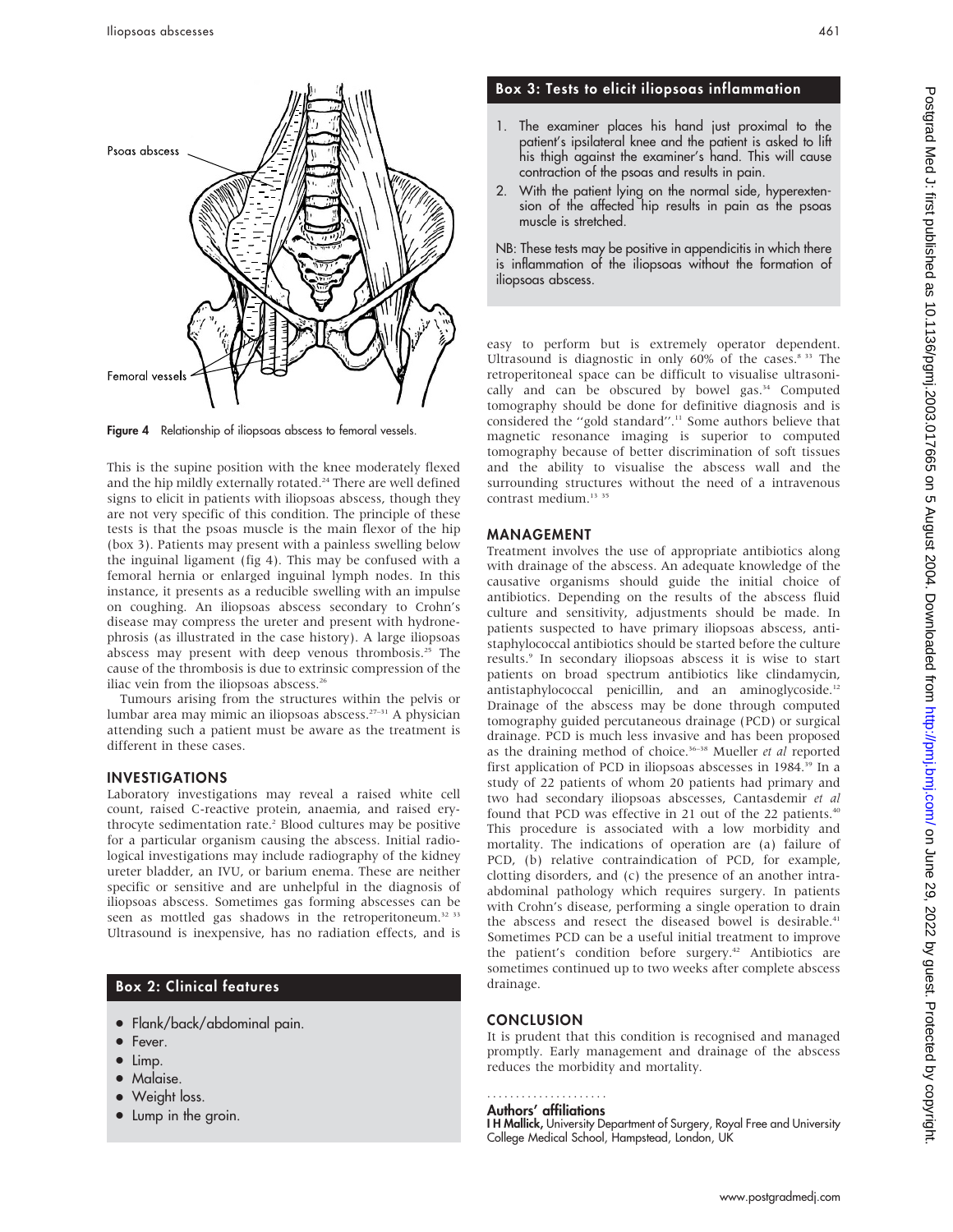Psoas abscess

Femoral vessels

Figure 4 Relationship of iliopsoas abscess to femoral vessels.

This is the supine position with the knee moderately flexed and the hip mildly externally rotated.[24] There are well defined signs to elicit in patients with iliopsoas abscess, though they are not very specific of this condition. The principle of these tests is that the psoas muscle is the main flexor of the hip (box 3). Patients may present with a painless swelling below the inguinal ligament (fig 4). This may be confused with a femoral hernia or enlarged inguinal lymph nodes. In this instance, it presents as a reducible swelling with an impulse on coughing. An iliopsoas abscess secondary to Crohn's disease may compress the ureter and present with hydronephrosis (as illustrated in the case history). A large iliopsoas abscess may present with deep venous thrombosis.[25] The cause of the thrombosis is due to extrinsic compression of the iliac vein from the iliopsoas abscess.[26]

Tumours arising from the structures within the pelvis or lumbar area may mimic an iliopsoas abscess.[27–31] A physician attending such a patient must be aware as the treatment is different in these cases.

## INVESTIGATIONS

Laboratory investigations may reveal a raised white cell count, raised C-reactive protein, anaemia, and raised erythrocyte sedimentation rate.[2] Blood cultures may be positive for a particular organism causing the abscess. Initial radiological investigations may include radiography of the kidney ureter bladder, an IVU, or barium enema. These are neither specific or sensitive and are unhelpful in the diagnosis of iliopsoas abscess. Sometimes gas forming abscesses can be seen as mottled gas shadows in the retroperitoneum.[32 33] Ultrasound is inexpensive, has no radiation effects, and is easy to perform but is extremely operator dependent. Ultrasound is diagnostic in only 60% of the cases.[8 33] The retroperitoneal space can be difficult to visualise ultrasonically and can be obscured by bowel gas.[34] Computed tomography should be done for definitive diagnosis and is considered the "gold standard".[11] Some authors believe that magnetic resonance imaging is superior to computed tomography because of better discrimination of soft tissues and the ability to visualise the abscess wall and the surrounding structures without the need of a intravenous contrast medium.[13 35]

### Box 2: Clinical features

- Flank/back/abdominal pain.
- Fever.
- Limp.
- Malaise.
- Weight loss.
- Lump in the groin.

### Box 3: Tests to elicit iliopsoas inflammation

1. The examiner places his hand just proximal to the patient's ipsilateral knee and the patient is asked to lift his thigh against the examiner's hand. This will cause contraction of the psoas and results in pain.
2. With the patient lying on the normal side, hyperextension of the affected hip results in pain as the psoas muscle is stretched.

NB: These tests may be positive in appendicitis in which there is inflammation of the iliopsoas without the formation of iliopsoas abscess.

## MANAGEMENT

Treatment involves the use of appropriate antibiotics along with drainage of the abscess. An adequate knowledge of the causative organisms should guide the initial choice of antibiotics. Depending on the results of the abscess fluid culture and sensitivity, adjustments should be made. In patients suspected to have primary iliopsoas abscess, antistaphylococcal antibiotics should be started before the culture results.[9] In secondary iliopsoas abscess it is wise to start patients on broad spectrum antibiotics like clindamycin, antistaphylococcal penicillin, and an aminoglycoside.[12] Drainage of the abscess may be done through computed tomography guided percutaneous drainage (PCD) or surgical drainage. PCD is much less invasive and has been proposed as the draining method of choice.[36–38] Mueller *et al* reported first application of PCD in iliopsoas abscesses in 1984.[39] In a study of 22 patients of whom 20 patients had primary and two had secondary iliopsoas abscesses, Cantasdemir *et al* found that PCD was effective in 21 out of the 22 patients.[40] This procedure is associated with a low morbidity and mortality. The indications of operation are (a) failure of PCD, (b) relative contraindication of PCD, for example, clotting disorders, and (c) the presence of an another intra-abdominal pathology which requires surgery. In patients with Crohn's disease, performing a single operation to drain the abscess and resect the diseased bowel is desirable.[41] Sometimes PCD can be a useful initial treatment to improve the patient's condition before surgery.[42] Antibiotics are sometimes continued up to two weeks after complete abscess drainage.

## CONCLUSION

It is prudent that this condition is recognised and managed promptly. Early management and drainage of the abscess reduces the morbidity and mortality.

### Authors' affiliations

**I H Mallick,** University Department of Surgery, Royal Free and University College Medical School, Hampstead, London, UK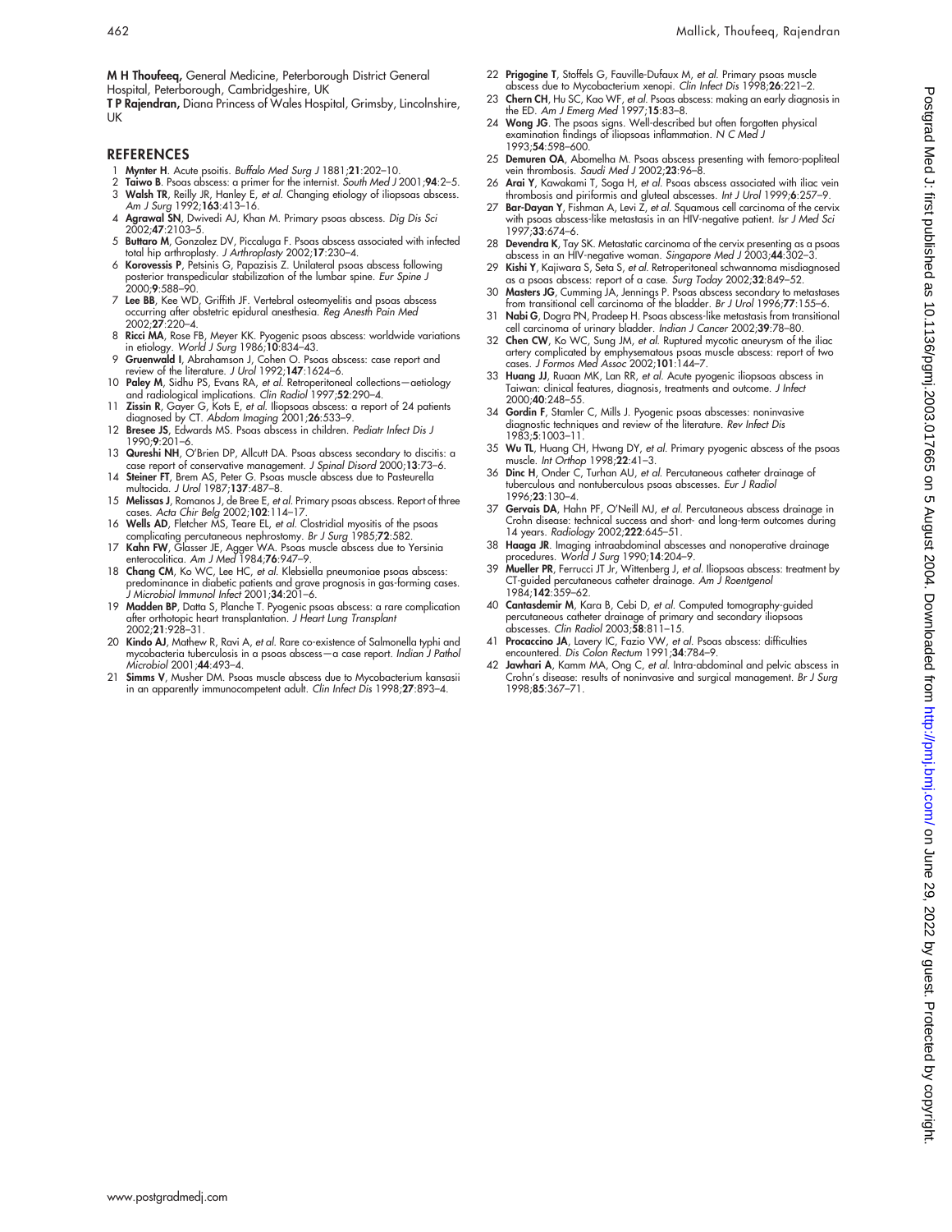**M H Thoufeeq,** General Medicine, Peterborough District General Hospital, Peterborough, Cambridgeshire, UK

**T P Rajendran,** Diana Princess of Wales Hospital, Grimsby, Lincolnshire, UK

## REFERENCES

1. **Mynter H**. Acute psoitis. *Buffalo Med Surg J* 1881;**21**:202–10.
2. **Taiwo B**. Psoas abscess: a primer for the internist. *South Med J* 2001;**94**:2–5.
3. **Walsh TR**, Reilly JR, Hanley E, *et al*. Changing etiology of iliopsoas abscess. *Am J Surg* 1992;**163**:413–16.
4. **Agrawal SN**, Dwivedi AJ, Khan M. Primary psoas abscess. *Dig Dis Sci* 2002;**47**:2103–5.
5. **Buttaro M**, Gonzalez DV, Piccaluga F. Psoas abscess associated with infected total hip arthroplasty. *J Arthroplasty* 2002;**17**:230–4.
6. **Korovessis P**, Petsinis G, Papazisis Z. Unilateral psoas abscess following posterior transpedicular stabilization of the lumbar spine. *Eur Spine J* 2000;**9**:588–90.
7. **Lee BB**, Kee WD, Griffith JF. Vertebral osteomyelitis and psoas abscess occurring after obstetric epidural anesthesia. *Reg Anesth Pain Med* 2002;**27**:220–4.
8. **Ricci MA**, Rose FB, Meyer KK. Pyogenic psoas abscess: worldwide variations in etiology. *World J Surg* 1986;**10**:834–43.
9. **Gruenwald I**, Abrahamson J, Cohen O. Psoas abscess: case report and review of the literature. *J Urol* 1992;**147**:1624–6.
10. **Paley M**, Sidhu PS, Evans RA, *et al*. Retroperitoneal collections—aetiology and radiological implications. *Clin Radiol* 1997;**52**:290–4.
11. **Zissin R**, Gayer G, Kots E, *et al*. Iliopsoas abscess: a report of 24 patients diagnosed by CT. *Abdom Imaging* 2001;**26**:533–9.
12. **Bresee JS**, Edwards MS. Psoas abscess in children. *Pediatr Infect Dis J* 1990;**9**:201–6.
13. **Qureshi NH**, O'Brien DP, Allcutt DA. Psoas abscess secondary to discitis: a case report of conservative management. *J Spinal Disord* 2000;**13**:73–6.
14. **Steiner FT**, Brem AS, Peter G. Psoas muscle abscess due to Pasteurella multocida. *J Urol* 1987;**137**:487–8.
15. **Melissas J**, Romanos J, de Bree E, *et al*. Primary psoas abscess. Report of three cases. *Acta Chir Belg* 2002;**102**:114–17.
16. **Wells AD**, Fletcher MS, Teare EL, *et al*. Clostridial myositis of the psoas complicating percutaneous nephrostomy. *Br J Surg* 1985;**72**:582.
17. **Kahn FW**, Glasser JE, Agger WA. Psoas muscle abscess due to Yersinia enterocolitica. *Am J Med* 1984;**76**:947–9.
18. **Chang CM**, Ko WC, Lee HC, *et al*. Klebsiella pneumoniae psoas abscess: predominance in diabetic patients and grave prognosis in gas-forming cases. *J Microbiol Immunol Infect* 2001;**34**:201–6.
19. **Madden BP**, Datta S, Planche T. Pyogenic psoas abscess: a rare complication after orthotopic heart transplantation. *J Heart Lung Transplant* 2002;**21**:928–31.
20. **Kindo AJ**, Mathew R, Ravi A, *et al*. Rare co-existence of Salmonella typhi and mycobacteria tuberculosis in a psoas abscess—a case report. *Indian J Pathol Microbiol* 2001;**44**:493–4.
21. **Simms V**, Musher DM. Psoas muscle abscess due to Mycobacterium kansasii in an apparently immunocompetent adult. *Clin Infect Dis* 1998;**27**:893–4.
22. **Prigogine T**, Stoffels G, Fauville-Dufaux M, *et al*. Primary psoas muscle abscess due to Mycobacterium xenopi. *Clin Infect Dis* 1998;**26**:221–2.
23. **Chern CH**, Hu SC, Kao WF, *et al*. Psoas abscess: making an early diagnosis in the ED. *Am J Emerg Med* 1997;**15**:83–8.
24. **Wong JG**. The psoas signs. Well-described but often forgotten physical examination findings of iliopsoas inflammation. *N C Med J* 1993;**54**:598–600.
25. **Demuren OA**, Abomelha M. Psoas abscess presenting with femoro-popliteal vein thrombosis. *Saudi Med J* 2002;**23**:96–8.
26. **Arai Y**, Kawakami T, Soga H, *et al*. Psoas abscess associated with iliac vein thrombosis and piriformis and gluteal abscesses. *Int J Urol* 1999;**6**:257–9.
27. **Bar-Dayan Y**, Fishman A, Levi Z, *et al*. Squamous cell carcinoma of the cervix with psoas abscess-like metastasis in an HIV-negative patient. *Isr J Med Sci* 1997;**33**:674–6.
28. **Devendra K**, Tay SK. Metastatic carcinoma of the cervix presenting as a psoas abscess in an HIV-negative woman. *Singapore Med J* 2003;**44**:302–3.
29. **Kishi Y**, Kajiwara S, Seta S, *et al*. Retroperitoneal schwannoma misdiagnosed as a psoas abscess: report of a case. *Surg Today* 2002;**32**:849–52.
30. **Masters JG**, Cumming JA, Jennings P. Psoas abscess secondary to metastases from transitional cell carcinoma of the bladder. *Br J Urol* 1996;**77**:155–6.
31. **Nabi G**, Dogra PN, Pradeep H. Psoas abscess-like metastasis from transitional cell carcinoma of urinary bladder. *Indian J Cancer* 2002;**39**:78–80.
32. **Chen CW**, Ko WC, Sung JM, *et al*. Ruptured mycotic aneurysm of the iliac artery complicated by emphysematous psoas muscle abscess: report of two cases. *J Formos Med Assoc* 2002;**101**:144–7.
33. **Huang JJ**, Ruaan MK, Lan RR, *et al*. Acute pyogenic iliopsoas abscess in Taiwan: clinical features, diagnosis, treatments and outcome. *J Infect* 2000;**40**:248–55.
34. **Gordin F**, Stamler C, Mills J. Pyogenic psoas abscesses: noninvasive diagnostic techniques and review of the literature. *Rev Infect Dis* 1983;**5**:1003–11.
35. **Wu TL**, Huang CH, Hwang DY, *et al*. Primary pyogenic abscess of the psoas muscle. *Int Orthop* 1998;**22**:41–3.
36. **Dinc H**, Onder C, Turhan AU, *et al*. Percutaneous catheter drainage of tuberculous and nontuberculous psoas abscesses. *Eur J Radiol* 1996;**23**:130–4.
37. **Gervais DA**, Hahn PF, O'Neill MJ, *et al*. Percutaneous abscess drainage in Crohn disease: technical success and short- and long-term outcomes during 14 years. *Radiology* 2002;**222**:645–51.
38. **Haaga JR**. Imaging intraabdominal abscesses and nonoperative drainage procedures. *World J Surg* 1990;**14**:204–9.
39. **Mueller PR**, Ferrucci JT Jr, Wittenberg J, *et al*. Iliopsoas abscess: treatment by CT-guided percutaneous catheter drainage. *Am J Roentgenol* 1984;**142**:359–62.
40. **Cantasdemir M**, Kara B, Cebi D, *et al*. Computed tomography-guided percutaneous catheter drainage of primary and secondary iliopsoas abscesses. *Clin Radiol* 2003;**58**:811–15.
41. **Procaccino JA**, Lavery IC, Fazio VW, *et al*. Psoas abscess: difficulties encountered. *Dis Colon Rectum* 1991;**34**:784–9.
42. **Jawhari A**, Kamm MA, Ong C, *et al*. Intra-abdominal and pelvic abscess in Crohn's disease: results of noninvasive and surgical management. *Br J Surg* 1998;**85**:367–71.